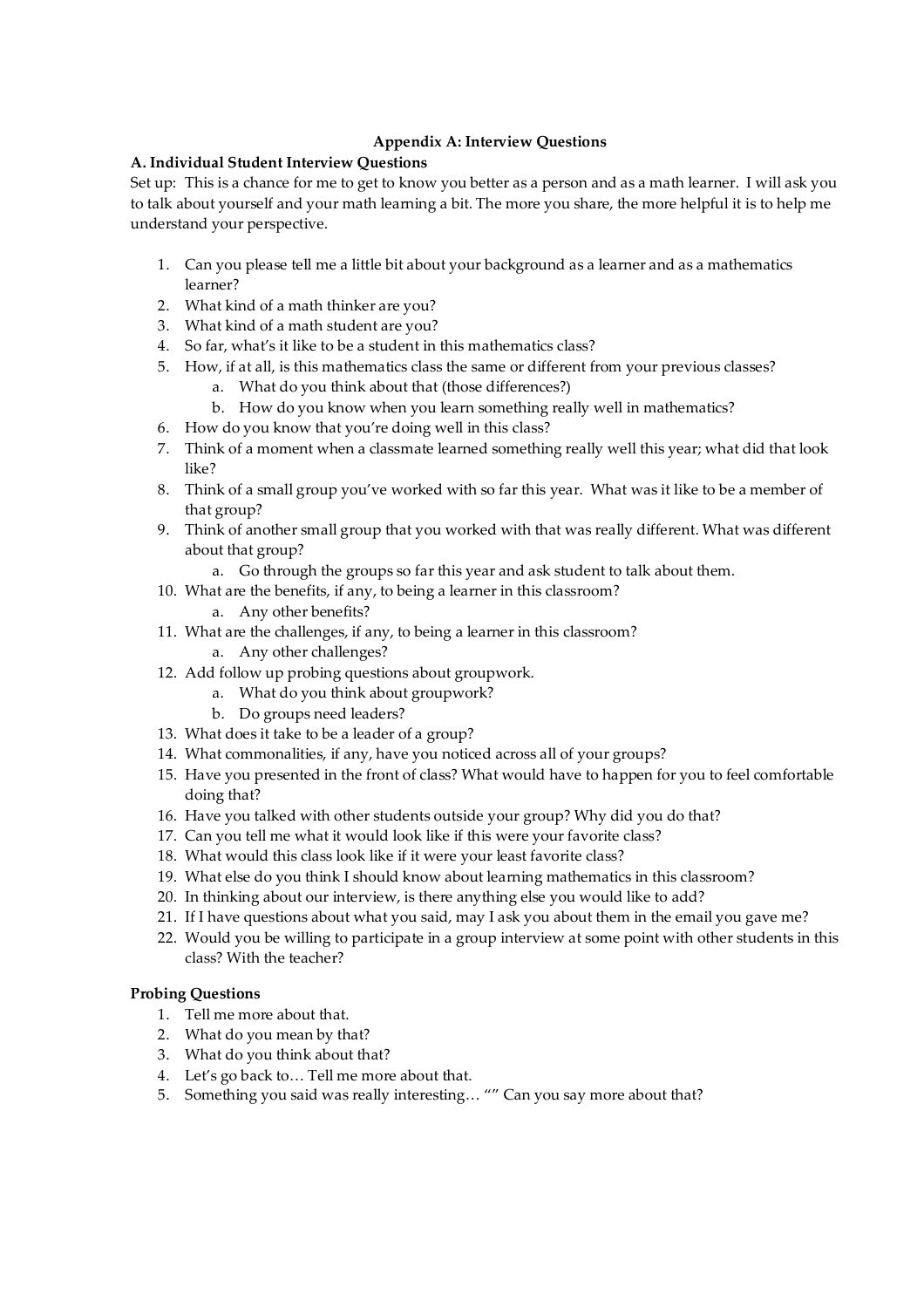## Appendix A: Interview Questions

### A. Individual Student Interview Questions

Set up: This is a chance for me to get to know you better as a person and as a math learner. I will ask you to talk about yourself and your math learning a bit. The more you share, the more helpful it is to help me understand your perspective.

1. Can you please tell me a little bit about your background as a learner and as a mathematics learner?
2. What kind of a math thinker are you?
3. What kind of a math student are you?
4. So far, what's it like to be a student in this mathematics class?
5. How, if at all, is this mathematics class the same or different from your previous classes?
   a. What do you think about that (those differences?)
   b. How do you know when you learn something really well in mathematics?
6. How do you know that you're doing well in this class?
7. Think of a moment when a classmate learned something really well this year; what did that look like?
8. Think of a small group you've worked with so far this year. What was it like to be a member of that group?
9. Think of another small group that you worked with that was really different. What was different about that group?
   a. Go through the groups so far this year and ask student to talk about them.
10. What are the benefits, if any, to being a learner in this classroom?
    a. Any other benefits?
11. What are the challenges, if any, to being a learner in this classroom?
    a. Any other challenges?
12. Add follow up probing questions about groupwork.
    a. What do you think about groupwork?
    b. Do groups need leaders?
13. What does it take to be a leader of a group?
14. What commonalities, if any, have you noticed across all of your groups?
15. Have you presented in the front of class? What would have to happen for you to feel comfortable doing that?
16. Have you talked with other students outside your group? Why did you do that?
17. Can you tell me what it would look like if this were your favorite class?
18. What would this class look like if it were your least favorite class?
19. What else do you think I should know about learning mathematics in this classroom?
20. In thinking about our interview, is there anything else you would like to add?
21. If I have questions about what you said, may I ask you about them in the email you gave me?
22. Would you be willing to participate in a group interview at some point with other students in this class? With the teacher?

**Probing Questions**

1. Tell me more about that.
2. What do you mean by that?
3. What do you think about that?
4. Let's go back to… Tell me more about that.
5. Something you said was really interesting… "" Can you say more about that?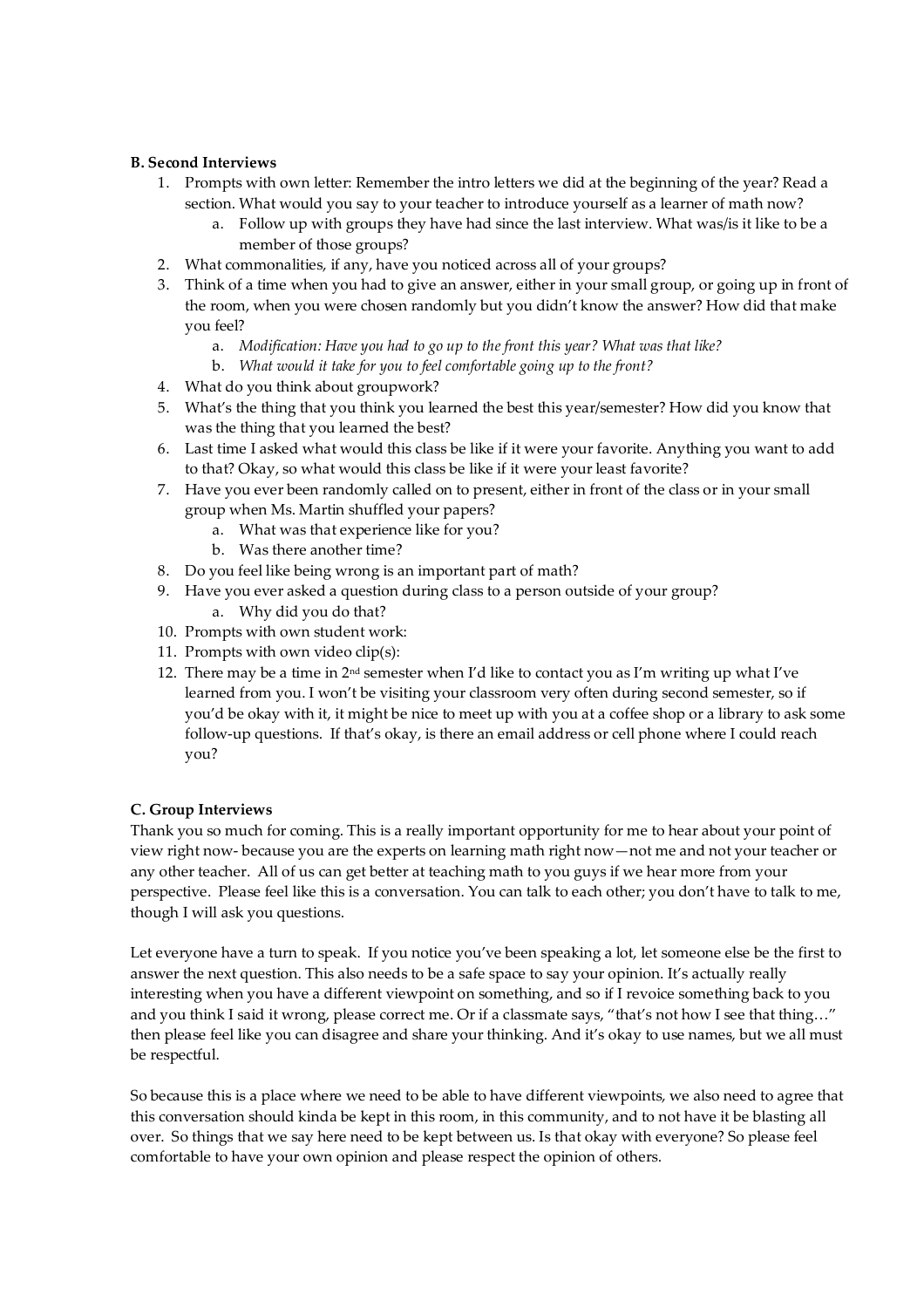**B. Second Interviews**

1. Prompts with own letter: Remember the intro letters we did at the beginning of the year? Read a section. What would you say to your teacher to introduce yourself as a learner of math now?
   a. Follow up with groups they have had since the last interview. What was/is it like to be a member of those groups?
2. What commonalities, if any, have you noticed across all of your groups?
3. Think of a time when you had to give an answer, either in your small group, or going up in front of the room, when you were chosen randomly but you didn't know the answer? How did that make you feel?
   a. *Modification: Have you had to go up to the front this year? What was that like?*
   b. *What would it take for you to feel comfortable going up to the front?*
4. What do you think about groupwork?
5. What's the thing that you think you learned the best this year/semester? How did you know that was the thing that you learned the best?
6. Last time I asked what would this class be like if it were your favorite. Anything you want to add to that? Okay, so what would this class be like if it were your least favorite?
7. Have you ever been randomly called on to present, either in front of the class or in your small group when Ms. Martin shuffled your papers?
   a. What was that experience like for you?
   b. Was there another time?
8. Do you feel like being wrong is an important part of math?
9. Have you ever asked a question during class to a person outside of your group?
   a. Why did you do that?
10. Prompts with own student work:
11. Prompts with own video clip(s):
12. There may be a time in 2nd semester when I'd like to contact you as I'm writing up what I've learned from you. I won't be visiting your classroom very often during second semester, so if you'd be okay with it, it might be nice to meet up with you at a coffee shop or a library to ask some follow-up questions. If that's okay, is there an email address or cell phone where I could reach you?

**C. Group Interviews**

Thank you so much for coming. This is a really important opportunity for me to hear about your point of view right now- because you are the experts on learning math right now—not me and not your teacher or any other teacher. All of us can get better at teaching math to you guys if we hear more from your perspective. Please feel like this is a conversation. You can talk to each other; you don't have to talk to me, though I will ask you questions.

Let everyone have a turn to speak. If you notice you've been speaking a lot, let someone else be the first to answer the next question. This also needs to be a safe space to say your opinion. It's actually really interesting when you have a different viewpoint on something, and so if I revoice something back to you and you think I said it wrong, please correct me. Or if a classmate says, "that's not how I see that thing…" then please feel like you can disagree and share your thinking. And it's okay to use names, but we all must be respectful.

So because this is a place where we need to be able to have different viewpoints, we also need to agree that this conversation should kinda be kept in this room, in this community, and to not have it be blasting all over. So things that we say here need to be kept between us. Is that okay with everyone? So please feel comfortable to have your own opinion and please respect the opinion of others.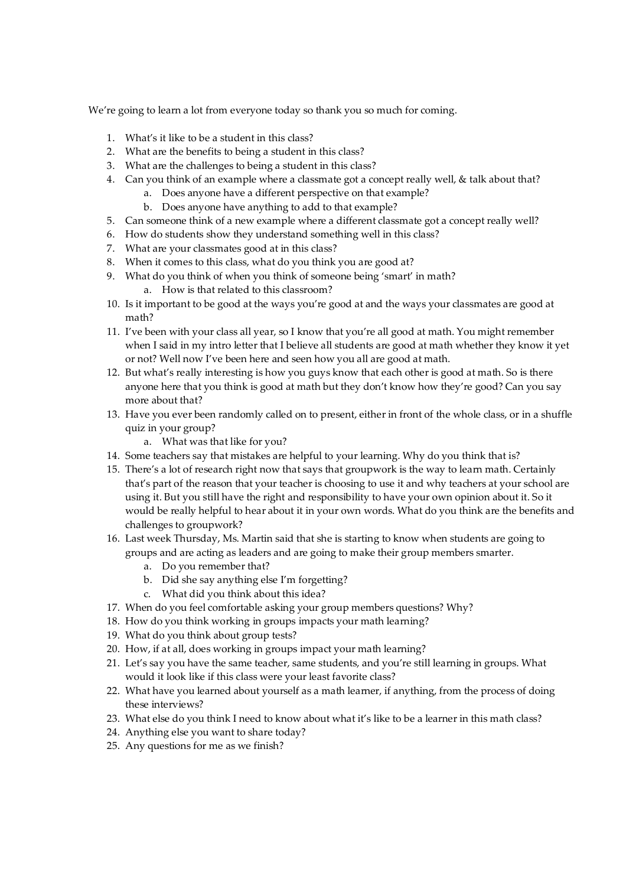We're going to learn a lot from everyone today so thank you so much for coming.

1. What's it like to be a student in this class?
2. What are the benefits to being a student in this class?
3. What are the challenges to being a student in this class?
4. Can you think of an example where a classmate got a concept really well, & talk about that?
    a. Does anyone have a different perspective on that example?
    b. Does anyone have anything to add to that example?
5. Can someone think of a new example where a different classmate got a concept really well?
6. How do students show they understand something well in this class?
7. What are your classmates good at in this class?
8. When it comes to this class, what do you think you are good at?
9. What do you think of when you think of someone being 'smart' in math?
    a. How is that related to this classroom?
10. Is it important to be good at the ways you're good at and the ways your classmates are good at math?
11. I've been with your class all year, so I know that you're all good at math. You might remember when I said in my intro letter that I believe all students are good at math whether they know it yet or not? Well now I've been here and seen how you all are good at math.
12. But what's really interesting is how you guys know that each other is good at math. So is there anyone here that you think is good at math but they don't know how they're good? Can you say more about that?
13. Have you ever been randomly called on to present, either in front of the whole class, or in a shuffle quiz in your group?
    a. What was that like for you?
14. Some teachers say that mistakes are helpful to your learning. Why do you think that is?
15. There's a lot of research right now that says that groupwork is the way to learn math. Certainly that's part of the reason that your teacher is choosing to use it and why teachers at your school are using it. But you still have the right and responsibility to have your own opinion about it. So it would be really helpful to hear about it in your own words. What do you think are the benefits and challenges to groupwork?
16. Last week Thursday, Ms. Martin said that she is starting to know when students are going to groups and are acting as leaders and are going to make their group members smarter.
    a. Do you remember that?
    b. Did she say anything else I'm forgetting?
    c. What did you think about this idea?
17. When do you feel comfortable asking your group members questions? Why?
18. How do you think working in groups impacts your math learning?
19. What do you think about group tests?
20. How, if at all, does working in groups impact your math learning?
21. Let's say you have the same teacher, same students, and you're still learning in groups. What would it look like if this class were your least favorite class?
22. What have you learned about yourself as a math learner, if anything, from the process of doing these interviews?
23. What else do you think I need to know about what it's like to be a learner in this math class?
24. Anything else you want to share today?
25. Any questions for me as we finish?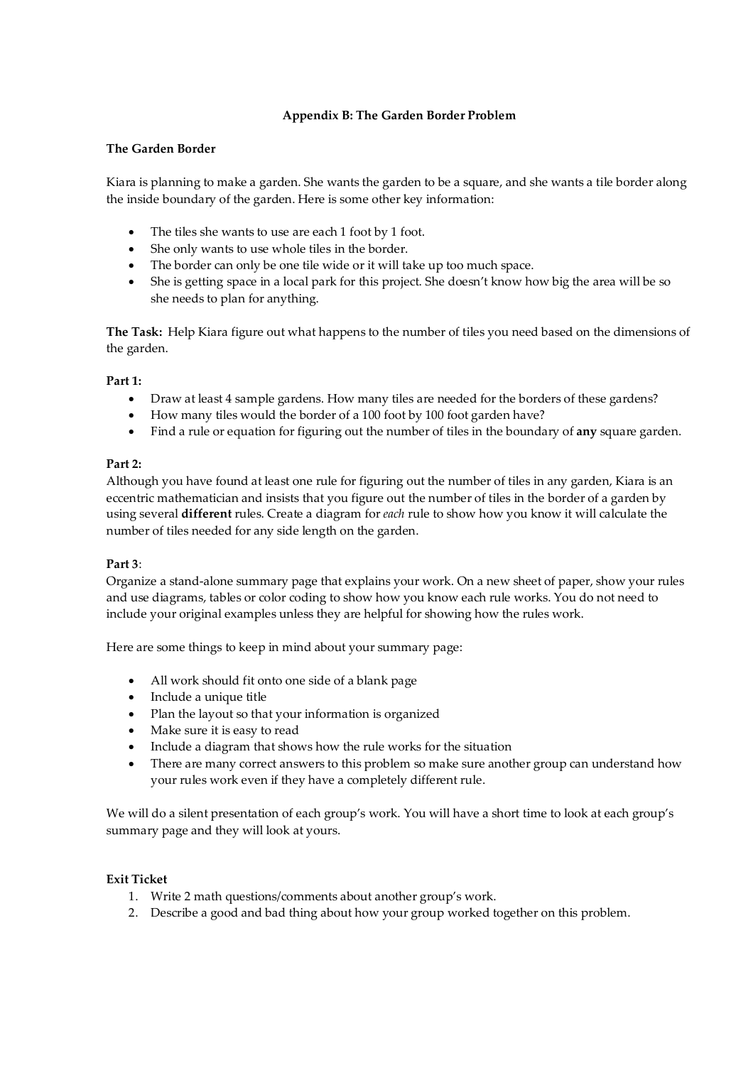# Appendix B: The Garden Border Problem

**The Garden Border**

Kiara is planning to make a garden. She wants the garden to be a square, and she wants a tile border along the inside boundary of the garden. Here is some other key information:

- The tiles she wants to use are each 1 foot by 1 foot.
- She only wants to use whole tiles in the border.
- The border can only be one tile wide or it will take up too much space.
- She is getting space in a local park for this project. She doesn't know how big the area will be so she needs to plan for anything.

**The Task:** Help Kiara figure out what happens to the number of tiles you need based on the dimensions of the garden.

**Part 1:**

- Draw at least 4 sample gardens. How many tiles are needed for the borders of these gardens?
- How many tiles would the border of a 100 foot by 100 foot garden have?
- Find a rule or equation for figuring out the number of tiles in the boundary of **any** square garden.

**Part 2:**

Although you have found at least one rule for figuring out the number of tiles in any garden, Kiara is an eccentric mathematician and insists that you figure out the number of tiles in the border of a garden by using several **different** rules. Create a diagram for *each* rule to show how you know it will calculate the number of tiles needed for any side length on the garden.

**Part 3**:

Organize a stand-alone summary page that explains your work. On a new sheet of paper, show your rules and use diagrams, tables or color coding to show how you know each rule works. You do not need to include your original examples unless they are helpful for showing how the rules work.

Here are some things to keep in mind about your summary page:

- All work should fit onto one side of a blank page
- Include a unique title
- Plan the layout so that your information is organized
- Make sure it is easy to read
- Include a diagram that shows how the rule works for the situation
- There are many correct answers to this problem so make sure another group can understand how your rules work even if they have a completely different rule.

We will do a silent presentation of each group's work. You will have a short time to look at each group's summary page and they will look at yours.

**Exit Ticket**

1. Write 2 math questions/comments about another group's work.
2. Describe a good and bad thing about how your group worked together on this problem.